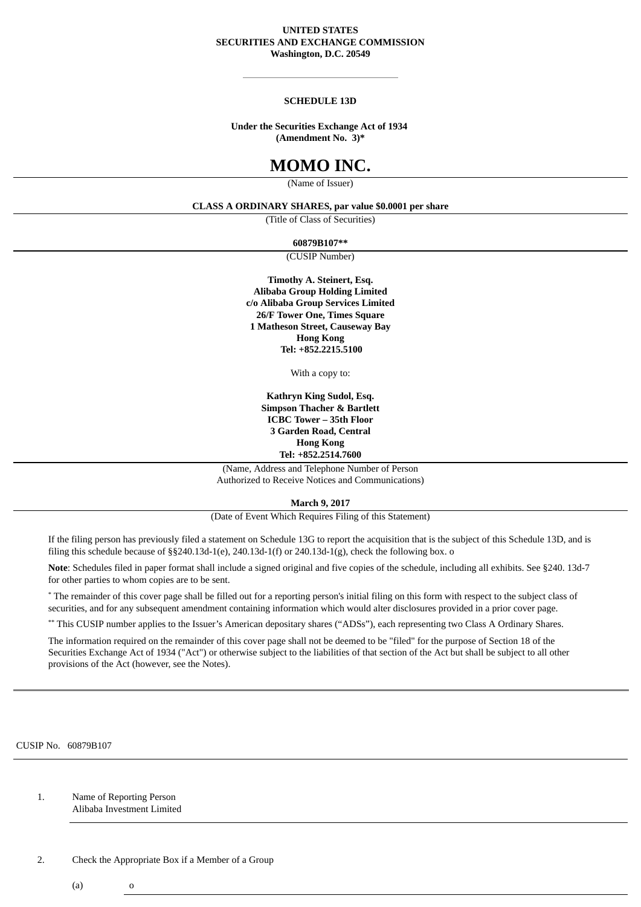**UNITED STATES**
**SECURITIES AND EXCHANGE COMMISSION**
**Washington, D.C. 20549**

---

**SCHEDULE 13D**

**Under the Securities Exchange Act of 1934**
**(Amendment No. 3)***

# MOMO INC.

(Name of Issuer)

**CLASS A ORDINARY SHARES, par value $0.0001 per share**

(Title of Class of Securities)

**60879B107****

(CUSIP Number)

**Timothy A. Steinert, Esq.**
**Alibaba Group Holding Limited**
**c/o Alibaba Group Services Limited**
**26/F Tower One, Times Square**
**1 Matheson Street, Causeway Bay**
**Hong Kong**
**Tel: +852.2215.5100**

With a copy to:

**Kathryn King Sudol, Esq.**
**Simpson Thacher & Bartlett**
**ICBC Tower – 35th Floor**
**3 Garden Road, Central**
**Hong Kong**
**Tel: +852.2514.7600**

(Name, Address and Telephone Number of Person Authorized to Receive Notices and Communications)

**March 9, 2017**

(Date of Event Which Requires Filing of this Statement)

If the filing person has previously filed a statement on Schedule 13G to report the acquisition that is the subject of this Schedule 13D, and is filing this schedule because of §§240.13d-1(e), 240.13d-1(f) or 240.13d-1(g), check the following box. o

**Note**: Schedules filed in paper format shall include a signed original and five copies of the schedule, including all exhibits. See §240. 13d-7 for other parties to whom copies are to be sent.

* The remainder of this cover page shall be filled out for a reporting person's initial filing on this form with respect to the subject class of securities, and for any subsequent amendment containing information which would alter disclosures provided in a prior cover page.

** This CUSIP number applies to the Issuer's American depositary shares ("ADSs"), each representing two Class A Ordinary Shares.

The information required on the remainder of this cover page shall not be deemed to be "filed" for the purpose of Section 18 of the Securities Exchange Act of 1934 ("Act") or otherwise subject to the liabilities of that section of the Act but shall be subject to all other provisions of the Act (however, see the Notes).

---

CUSIP No. 60879B107

1. Name of Reporting Person
   Alibaba Investment Limited

2. Check the Appropriate Box if a Member of a Group

   (a) o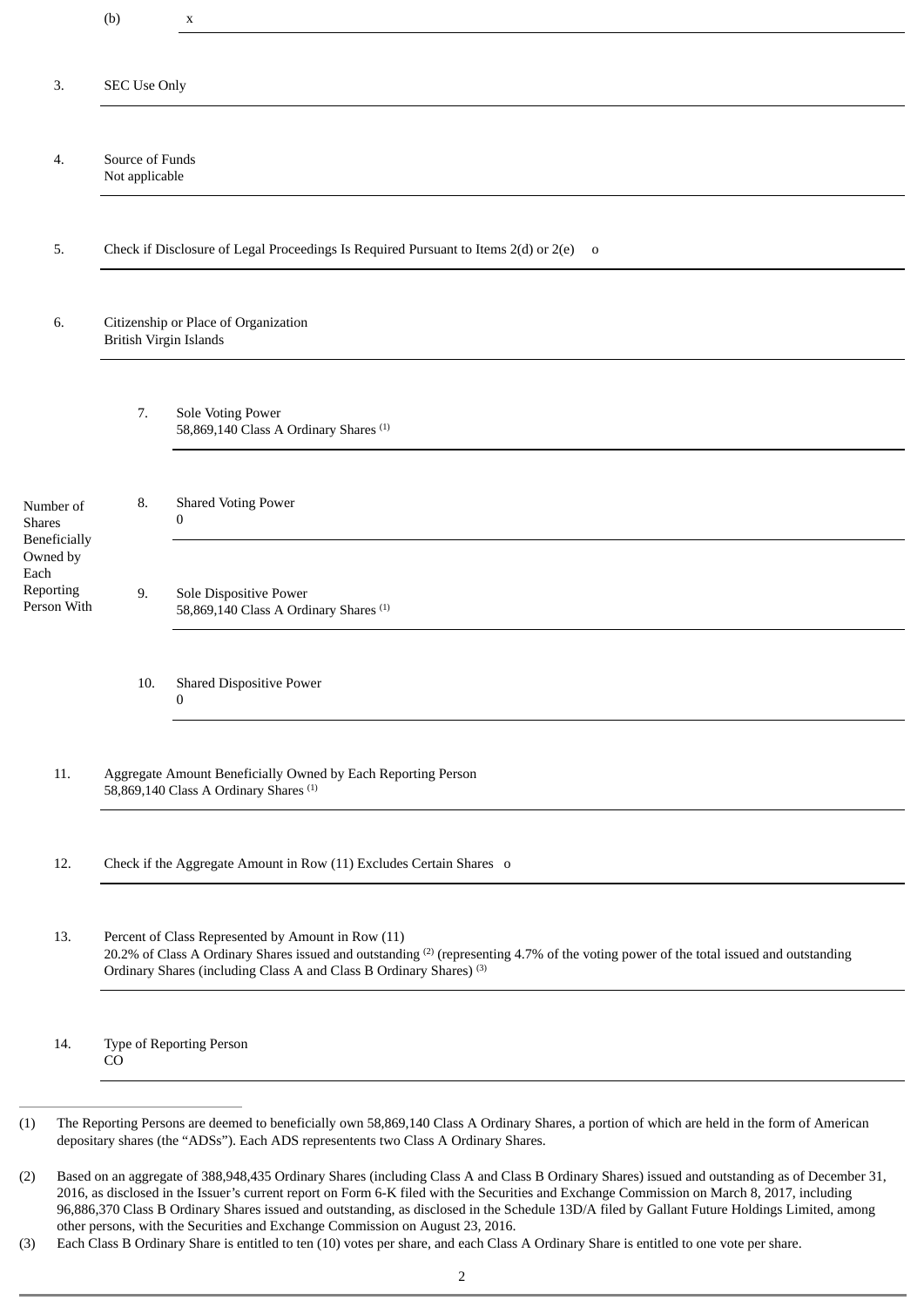| | | |
|---|---|---|
| | (b) | x |
| 3. | SEC Use Only | |
| 4. | Source of Funds<br>Not applicable | |
| 5. | Check if Disclosure of Legal Proceedings Is Required Pursuant to Items 2(d) or 2(e) o | |
| 6. | Citizenship or Place of Organization<br>British Virgin Islands | |

| Number of Shares Beneficially Owned by Each Reporting Person With | | |
|---|---|---|
| | 7. | Sole Voting Power<br>58,869,140 Class A Ordinary Shares [(1)] |
| | 8. | Shared Voting Power<br>0 |
| | 9. | Sole Dispositive Power<br>58,869,140 Class A Ordinary Shares [(1)] |
| | 10. | Shared Dispositive Power<br>0 |

| | |
|---|---|
| 11. | Aggregate Amount Beneficially Owned by Each Reporting Person<br>58,869,140 Class A Ordinary Shares [(1)] |
| 12. | Check if the Aggregate Amount in Row (11) Excludes Certain Shares o |
| 13. | Percent of Class Represented by Amount in Row (11)<br>20.2% of Class A Ordinary Shares issued and outstanding [(2)] (representing 4.7% of the voting power of the total issued and outstanding Ordinary Shares (including Class A and Class B Ordinary Shares) [(3)] |
| 14. | Type of Reporting Person<br>CO |

---

(1) The Reporting Persons are deemed to beneficially own 58,869,140 Class A Ordinary Shares, a portion of which are held in the form of American depositary shares (the "ADSs"). Each ADS representents two Class A Ordinary Shares.

(2) Based on an aggregate of 388,948,435 Ordinary Shares (including Class A and Class B Ordinary Shares) issued and outstanding as of December 31, 2016, as disclosed in the Issuer's current report on Form 6-K filed with the Securities and Exchange Commission on March 8, 2017, including 96,886,370 Class B Ordinary Shares issued and outstanding, as disclosed in the Schedule 13D/A filed by Gallant Future Holdings Limited, among other persons, with the Securities and Exchange Commission on August 23, 2016.

(3) Each Class B Ordinary Share is entitled to ten (10) votes per share, and each Class A Ordinary Share is entitled to one vote per share.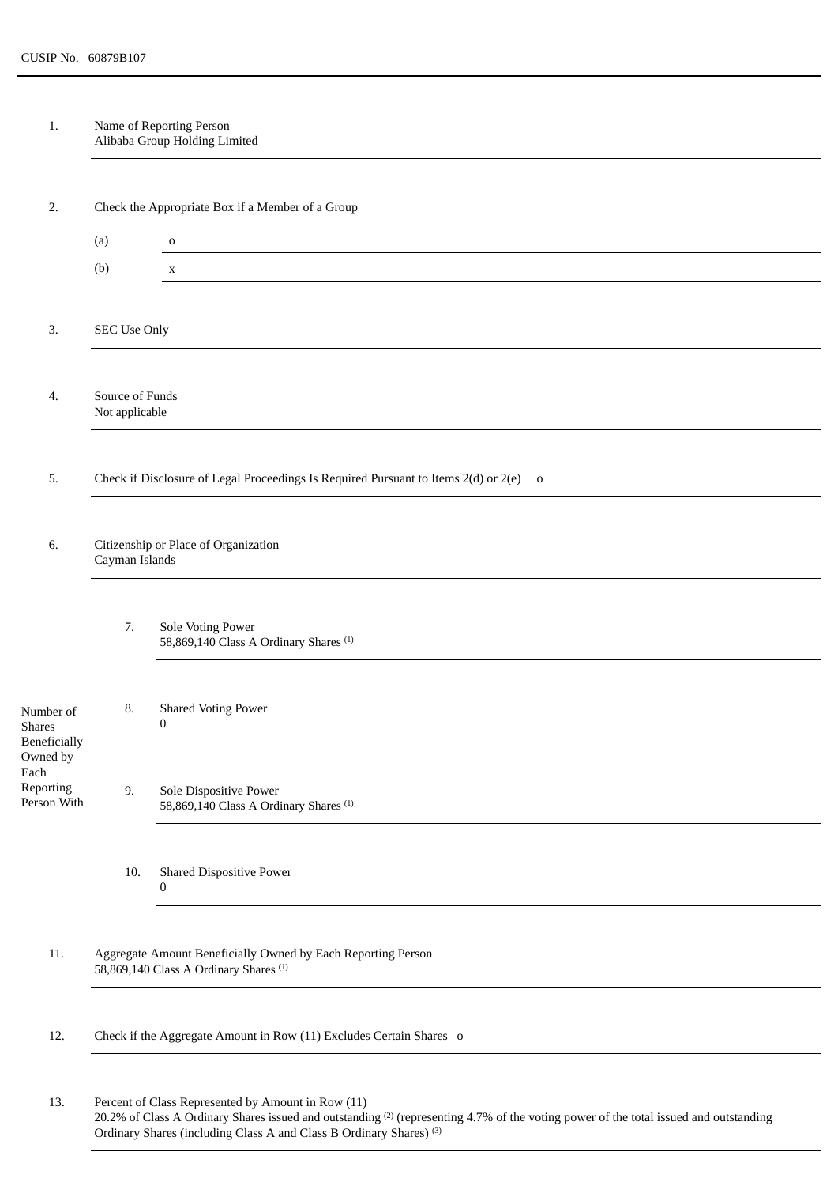CUSIP No. 60879B107

| | | |
|---|---|---|
| 1. | Name of Reporting Person<br>Alibaba Group Holding Limited | |
| 2. | Check the Appropriate Box if a Member of a Group<br>(a) o<br>(b) x | |
| 3. | SEC Use Only | |
| 4. | Source of Funds<br>Not applicable | |
| 5. | Check if Disclosure of Legal Proceedings Is Required Pursuant to Items 2(d) or 2(e) o | |
| 6. | Citizenship or Place of Organization<br>Cayman Islands | |
| Number of Shares Beneficially Owned by Each Reporting Person With | 7. | Sole Voting Power<br>58,869,140 Class A Ordinary Shares [(1)] |
| | 8. | Shared Voting Power<br>0 |
| | 9. | Sole Dispositive Power<br>58,869,140 Class A Ordinary Shares [(1)] |
| | 10. | Shared Dispositive Power<br>0 |
| 11. | Aggregate Amount Beneficially Owned by Each Reporting Person<br>58,869,140 Class A Ordinary Shares [(1)] | |
| 12. | Check if the Aggregate Amount in Row (11) Excludes Certain Shares o | |
| 13. | Percent of Class Represented by Amount in Row (11)<br>20.2% of Class A Ordinary Shares issued and outstanding [(2)] (representing 4.7% of the voting power of the total issued and outstanding Ordinary Shares (including Class A and Class B Ordinary Shares) [(3)] | |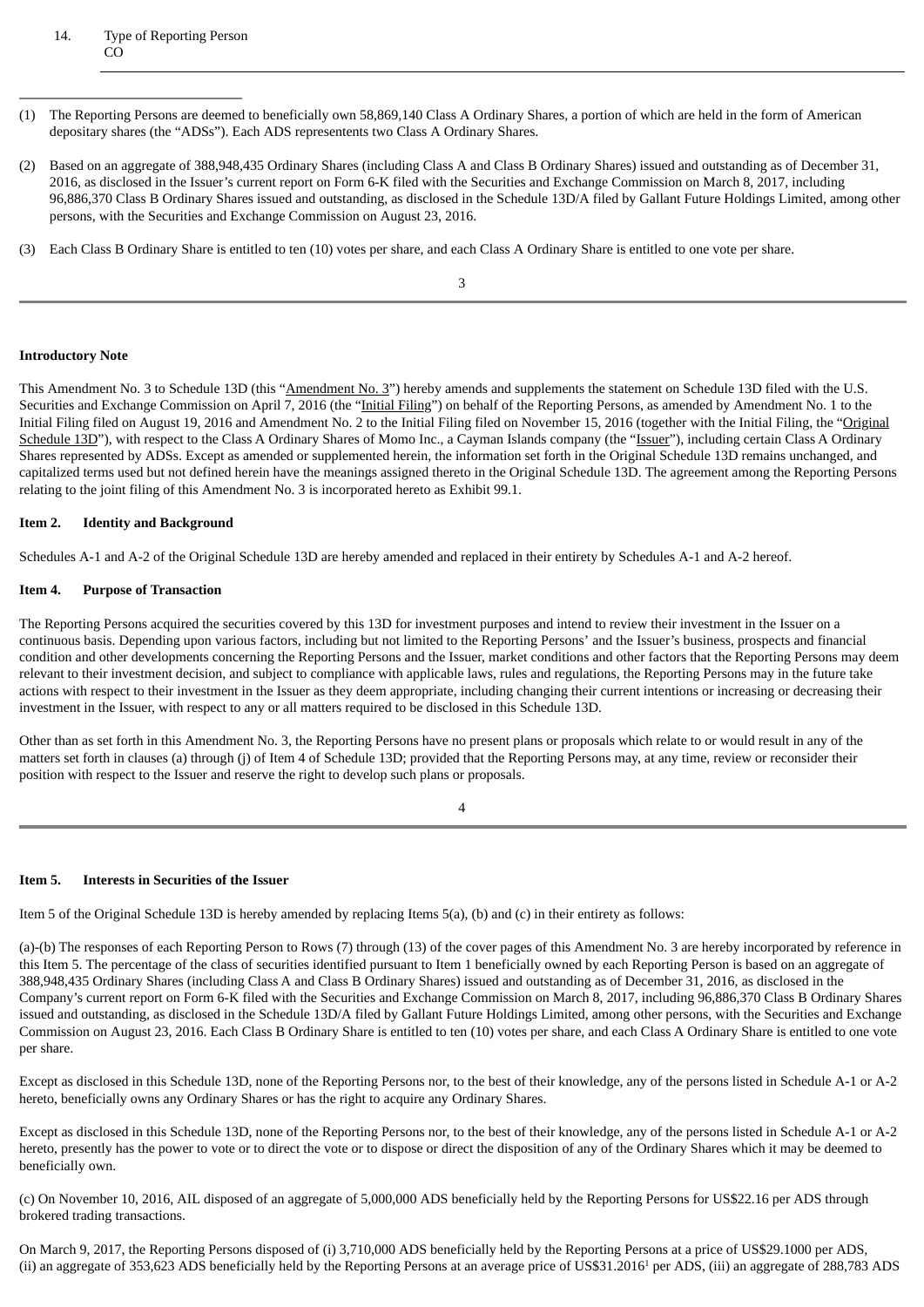14. Type of Reporting Person
CO

---

(1) The Reporting Persons are deemed to beneficially own 58,869,140 Class A Ordinary Shares, a portion of which are held in the form of American depositary shares (the "ADSs"). Each ADS representents two Class A Ordinary Shares.

(2) Based on an aggregate of 388,948,435 Ordinary Shares (including Class A and Class B Ordinary Shares) issued and outstanding as of December 31, 2016, as disclosed in the Issuer's current report on Form 6-K filed with the Securities and Exchange Commission on March 8, 2017, including 96,886,370 Class B Ordinary Shares issued and outstanding, as disclosed in the Schedule 13D/A filed by Gallant Future Holdings Limited, among other persons, with the Securities and Exchange Commission on August 23, 2016.

(3) Each Class B Ordinary Share is entitled to ten (10) votes per share, and each Class A Ordinary Share is entitled to one vote per share.

**Introductory Note**

This Amendment No. 3 to Schedule 13D (this "Amendment No. 3") hereby amends and supplements the statement on Schedule 13D filed with the U.S. Securities and Exchange Commission on April 7, 2016 (the "Initial Filing") on behalf of the Reporting Persons, as amended by Amendment No. 1 to the Initial Filing filed on August 19, 2016 and Amendment No. 2 to the Initial Filing filed on November 15, 2016 (together with the Initial Filing, the "Original Schedule 13D"), with respect to the Class A Ordinary Shares of Momo Inc., a Cayman Islands company (the "Issuer"), including certain Class A Ordinary Shares represented by ADSs. Except as amended or supplemented herein, the information set forth in the Original Schedule 13D remains unchanged, and capitalized terms used but not defined herein have the meanings assigned thereto in the Original Schedule 13D. The agreement among the Reporting Persons relating to the joint filing of this Amendment No. 3 is incorporated hereto as Exhibit 99.1.

**Item 2. Identity and Background**

Schedules A-1 and A-2 of the Original Schedule 13D are hereby amended and replaced in their entirety by Schedules A-1 and A-2 hereof.

**Item 4. Purpose of Transaction**

The Reporting Persons acquired the securities covered by this 13D for investment purposes and intend to review their investment in the Issuer on a continuous basis. Depending upon various factors, including but not limited to the Reporting Persons' and the Issuer's business, prospects and financial condition and other developments concerning the Reporting Persons and the Issuer, market conditions and other factors that the Reporting Persons may deem relevant to their investment decision, and subject to compliance with applicable laws, rules and regulations, the Reporting Persons may in the future take actions with respect to their investment in the Issuer as they deem appropriate, including changing their current intentions or increasing or decreasing their investment in the Issuer, with respect to any or all matters required to be disclosed in this Schedule 13D.

Other than as set forth in this Amendment No. 3, the Reporting Persons have no present plans or proposals which relate to or would result in any of the matters set forth in clauses (a) through (j) of Item 4 of Schedule 13D; provided that the Reporting Persons may, at any time, review or reconsider their position with respect to the Issuer and reserve the right to develop such plans or proposals.

**Item 5. Interests in Securities of the Issuer**

Item 5 of the Original Schedule 13D is hereby amended by replacing Items 5(a), (b) and (c) in their entirety as follows:

(a)-(b) The responses of each Reporting Person to Rows (7) through (13) of the cover pages of this Amendment No. 3 are hereby incorporated by reference in this Item 5. The percentage of the class of securities identified pursuant to Item 1 beneficially owned by each Reporting Person is based on an aggregate of 388,948,435 Ordinary Shares (including Class A and Class B Ordinary Shares) issued and outstanding as of December 31, 2016, as disclosed in the Company's current report on Form 6-K filed with the Securities and Exchange Commission on March 8, 2017, including 96,886,370 Class B Ordinary Shares issued and outstanding, as disclosed in the Schedule 13D/A filed by Gallant Future Holdings Limited, among other persons, with the Securities and Exchange Commission on August 23, 2016. Each Class B Ordinary Share is entitled to ten (10) votes per share, and each Class A Ordinary Share is entitled to one vote per share.

Except as disclosed in this Schedule 13D, none of the Reporting Persons nor, to the best of their knowledge, any of the persons listed in Schedule A-1 or A-2 hereto, beneficially owns any Ordinary Shares or has the right to acquire any Ordinary Shares.

Except as disclosed in this Schedule 13D, none of the Reporting Persons nor, to the best of their knowledge, any of the persons listed in Schedule A-1 or A-2 hereto, presently has the power to vote or to direct the vote or to dispose or direct the disposition of any of the Ordinary Shares which it may be deemed to beneficially own.

(c) On November 10, 2016, AIL disposed of an aggregate of 5,000,000 ADS beneficially held by the Reporting Persons for US$22.16 per ADS through brokered trading transactions.

On March 9, 2017, the Reporting Persons disposed of (i) 3,710,000 ADS beneficially held by the Reporting Persons at a price of US$29.1000 per ADS, (ii) an aggregate of 353,623 ADS beneficially held by the Reporting Persons at an average price of US$31.2016[1] per ADS, (iii) an aggregate of 288,783 ADS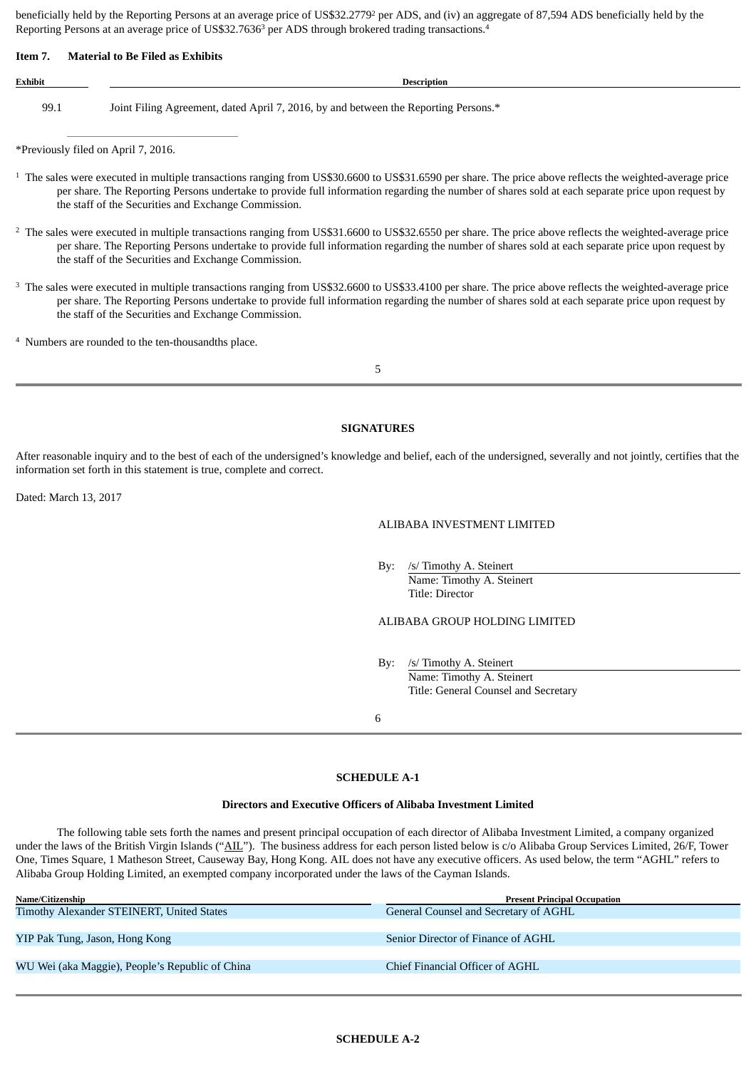beneficially held by the Reporting Persons at an average price of US$32.2779[2] per ADS, and (iv) an aggregate of 87,594 ADS beneficially held by the Reporting Persons at an average price of US$32.7636[3] per ADS through brokered trading transactions.[4]

**Item 7. Material to Be Filed as Exhibits**

| Exhibit | Description |
|---|---|
| 99.1 | Joint Filing Agreement, dated April 7, 2016, by and between the Reporting Persons.* |

*Previously filed on April 7, 2016.

[1] The sales were executed in multiple transactions ranging from US$30.6600 to US$31.6590 per share. The price above reflects the weighted-average price per share. The Reporting Persons undertake to provide full information regarding the number of shares sold at each separate price upon request by the staff of the Securities and Exchange Commission.

[2] The sales were executed in multiple transactions ranging from US$31.6600 to US$32.6550 per share. The price above reflects the weighted-average price per share. The Reporting Persons undertake to provide full information regarding the number of shares sold at each separate price upon request by the staff of the Securities and Exchange Commission.

[3] The sales were executed in multiple transactions ranging from US$32.6600 to US$33.4100 per share. The price above reflects the weighted-average price per share. The Reporting Persons undertake to provide full information regarding the number of shares sold at each separate price upon request by the staff of the Securities and Exchange Commission.

[4] Numbers are rounded to the ten-thousandths place.

## SIGNATURES

After reasonable inquiry and to the best of each of the undersigned's knowledge and belief, each of the undersigned, severally and not jointly, certifies that the information set forth in this statement is true, complete and correct.

Dated: March 13, 2017

ALIBABA INVESTMENT LIMITED

By: /s/ Timothy A. Steinert
Name: Timothy A. Steinert
Title: Director

ALIBABA GROUP HOLDING LIMITED

By: /s/ Timothy A. Steinert
Name: Timothy A. Steinert
Title: General Counsel and Secretary

## SCHEDULE A-1

### Directors and Executive Officers of Alibaba Investment Limited

The following table sets forth the names and present principal occupation of each director of Alibaba Investment Limited, a company organized under the laws of the British Virgin Islands ("AIL"). The business address for each person listed below is c/o Alibaba Group Services Limited, 26/F, Tower One, Times Square, 1 Matheson Street, Causeway Bay, Hong Kong. AIL does not have any executive officers. As used below, the term "AGHL" refers to Alibaba Group Holding Limited, an exempted company incorporated under the laws of the Cayman Islands.

| Name/Citizenship | Present Principal Occupation |
|---|---|
| Timothy Alexander STEINERT, United States | General Counsel and Secretary of AGHL |
| YIP Pak Tung, Jason, Hong Kong | Senior Director of Finance of AGHL |
| WU Wei (aka Maggie), People's Republic of China | Chief Financial Officer of AGHL |

## SCHEDULE A-2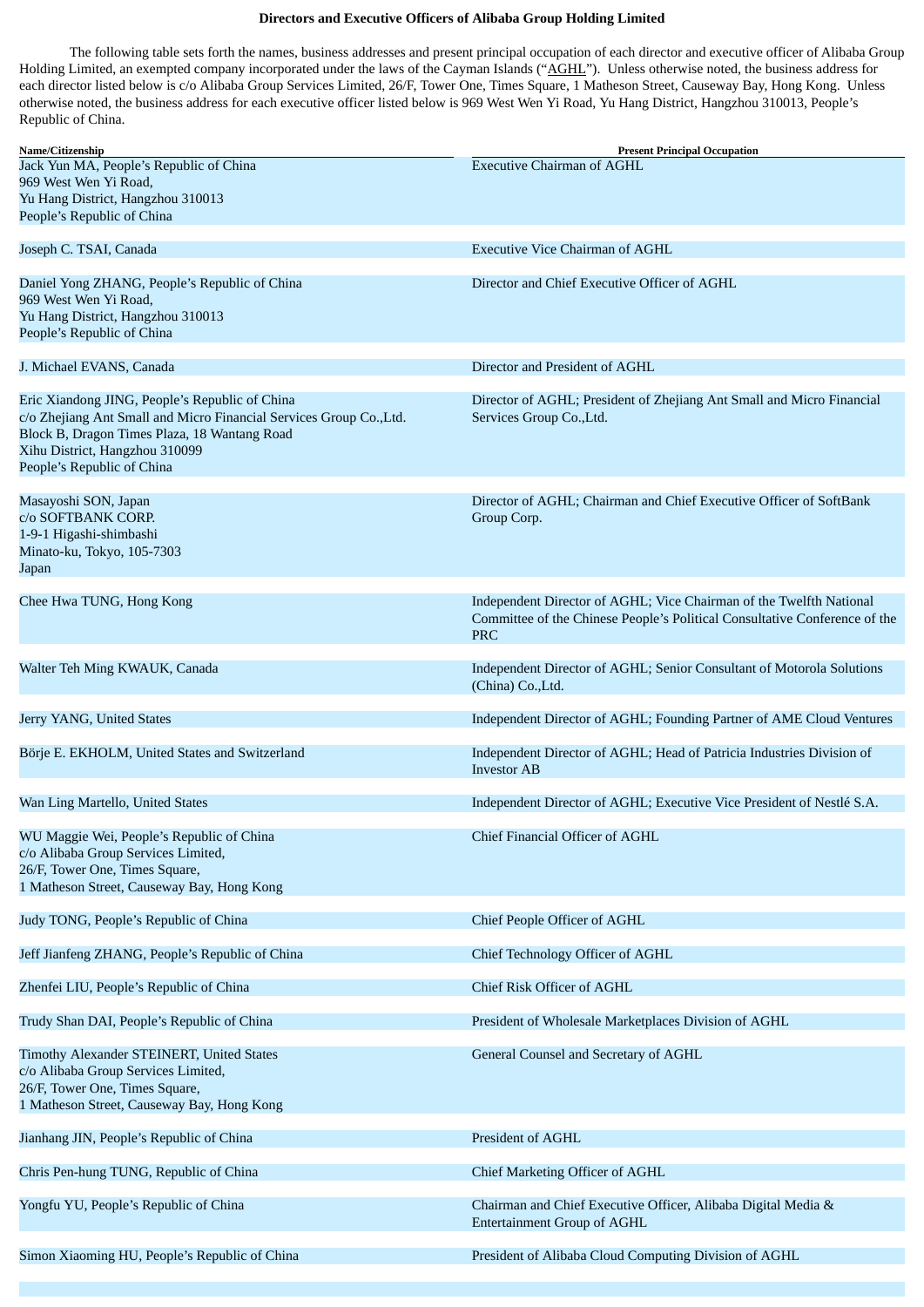**Directors and Executive Officers of Alibaba Group Holding Limited**

The following table sets forth the names, business addresses and present principal occupation of each director and executive officer of Alibaba Group Holding Limited, an exempted company incorporated under the laws of the Cayman Islands ("AGHL"). Unless otherwise noted, the business address for each director listed below is c/o Alibaba Group Services Limited, 26/F, Tower One, Times Square, 1 Matheson Street, Causeway Bay, Hong Kong. Unless otherwise noted, the business address for each executive officer listed below is 969 West Wen Yi Road, Yu Hang District, Hangzhou 310013, People's Republic of China.

| Name/Citizenship | Present Principal Occupation |
|---|---|
| Jack Yun MA, People's Republic of China<br>969 West Wen Yi Road,<br>Yu Hang District, Hangzhou 310013<br>People's Republic of China | Executive Chairman of AGHL |
| Joseph C. TSAI, Canada | Executive Vice Chairman of AGHL |
| Daniel Yong ZHANG, People's Republic of China<br>969 West Wen Yi Road,<br>Yu Hang District, Hangzhou 310013<br>People's Republic of China | Director and Chief Executive Officer of AGHL |
| J. Michael EVANS, Canada | Director and President of AGHL |
| Eric Xiandong JING, People's Republic of China<br>c/o Zhejiang Ant Small and Micro Financial Services Group Co.,Ltd.<br>Block B, Dragon Times Plaza, 18 Wantang Road<br>Xihu District, Hangzhou 310099<br>People's Republic of China | Director of AGHL; President of Zhejiang Ant Small and Micro Financial Services Group Co.,Ltd. |
| Masayoshi SON, Japan<br>c/o SOFTBANK CORP.<br>1-9-1 Higashi-shimbashi<br>Minato-ku, Tokyo, 105-7303<br>Japan | Director of AGHL; Chairman and Chief Executive Officer of SoftBank Group Corp. |
| Chee Hwa TUNG, Hong Kong | Independent Director of AGHL; Vice Chairman of the Twelfth National Committee of the Chinese People's Political Consultative Conference of the PRC |
| Walter Teh Ming KWAUK, Canada | Independent Director of AGHL; Senior Consultant of Motorola Solutions (China) Co.,Ltd. |
| Jerry YANG, United States | Independent Director of AGHL; Founding Partner of AME Cloud Ventures |
| Börje E. EKHOLM, United States and Switzerland | Independent Director of AGHL; Head of Patricia Industries Division of Investor AB |
| Wan Ling Martello, United States | Independent Director of AGHL; Executive Vice President of Nestlé S.A. |
| WU Maggie Wei, People's Republic of China<br>c/o Alibaba Group Services Limited,<br>26/F, Tower One, Times Square,<br>1 Matheson Street, Causeway Bay, Hong Kong | Chief Financial Officer of AGHL |
| Judy TONG, People's Republic of China | Chief People Officer of AGHL |
| Jeff Jianfeng ZHANG, People's Republic of China | Chief Technology Officer of AGHL |
| Zhenfei LIU, People's Republic of China | Chief Risk Officer of AGHL |
| Trudy Shan DAI, People's Republic of China | President of Wholesale Marketplaces Division of AGHL |
| Timothy Alexander STEINERT, United States<br>c/o Alibaba Group Services Limited,<br>26/F, Tower One, Times Square,<br>1 Matheson Street, Causeway Bay, Hong Kong | General Counsel and Secretary of AGHL |
| Jianhang JIN, People's Republic of China | President of AGHL |
| Chris Pen-hung TUNG, Republic of China | Chief Marketing Officer of AGHL |
| Yongfu YU, People's Republic of China | Chairman and Chief Executive Officer, Alibaba Digital Media & Entertainment Group of AGHL |
| Simon Xiaoming HU, People's Republic of China | President of Alibaba Cloud Computing Division of AGHL |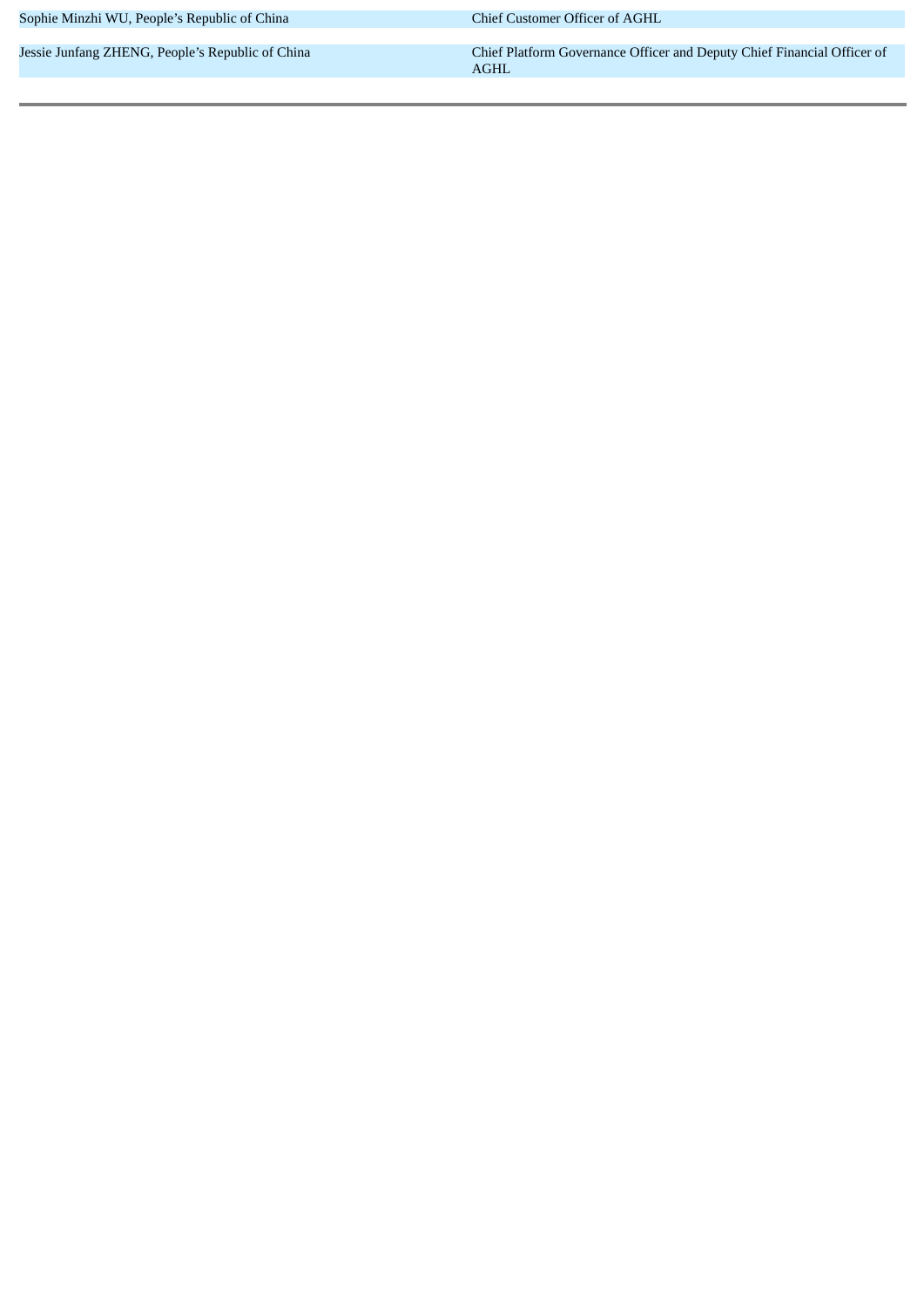| | |
|---|---|
| Sophie Minzhi WU, People’s Republic of China | Chief Customer Officer of AGHL |
| Jessie Junfang ZHENG, People’s Republic of China | Chief Platform Governance Officer and Deputy Chief Financial Officer of AGHL |